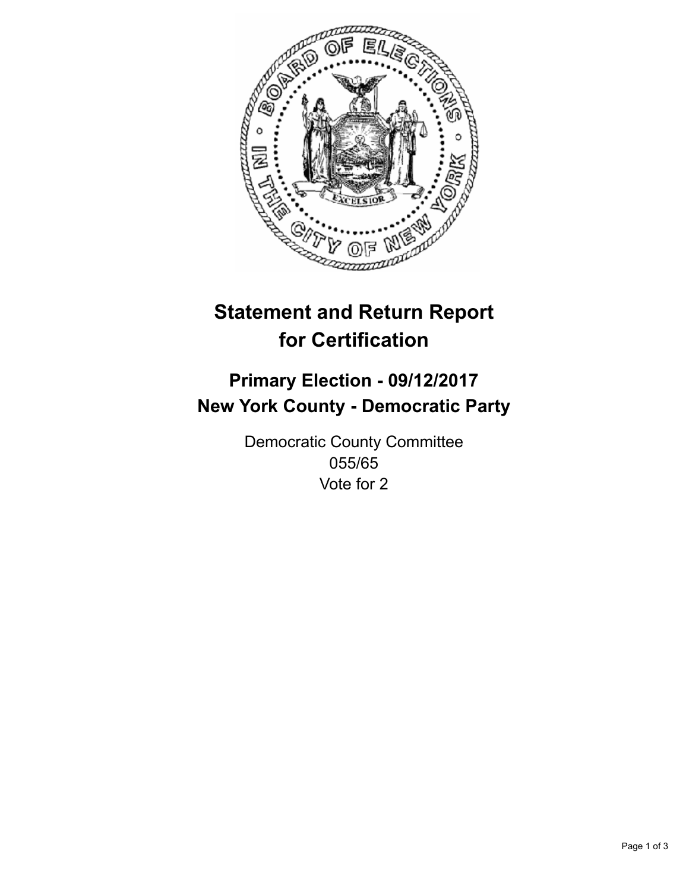# Statement and Return Report for Certification

## Primary Election - 09/12/2017
## New York County - Democratic Party

Democratic County Committee
055/65
Vote for 2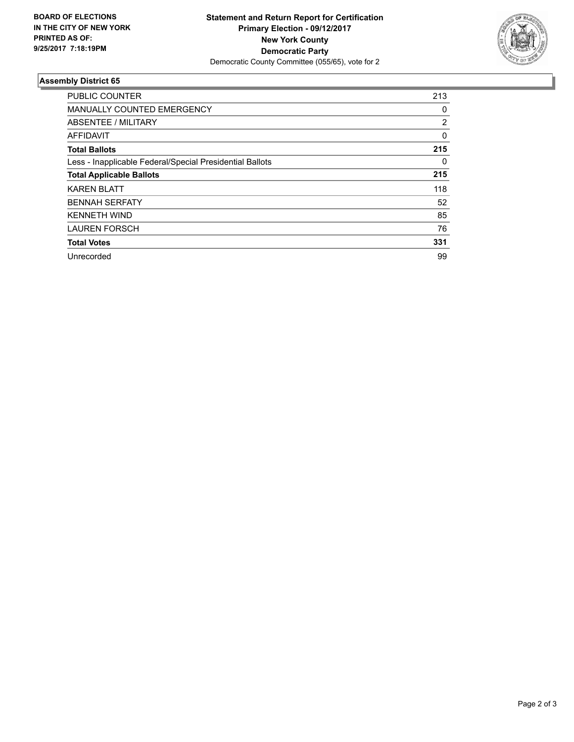**BOARD OF ELECTIONS**
**IN THE CITY OF NEW YORK**
**PRINTED AS OF:**
**9/25/2017 7:18:19PM**

**Statement and Return Report for Certification**
**Primary Election - 09/12/2017**
**New York County**
**Democratic Party**
Democratic County Committee (055/65), vote for 2

### Assembly District 65

| | |
|---|---|
| PUBLIC COUNTER | 213 |
| MANUALLY COUNTED EMERGENCY | 0 |
| ABSENTEE / MILITARY | 2 |
| AFFIDAVIT | 0 |
| **Total Ballots** | **215** |
| Less - Inapplicable Federal/Special Presidential Ballots | 0 |
| **Total Applicable Ballots** | **215** |
| KAREN BLATT | 118 |
| BENNAH SERFATY | 52 |
| KENNETH WIND | 85 |
| LAUREN FORSCH | 76 |
| **Total Votes** | **331** |
| Unrecorded | 99 |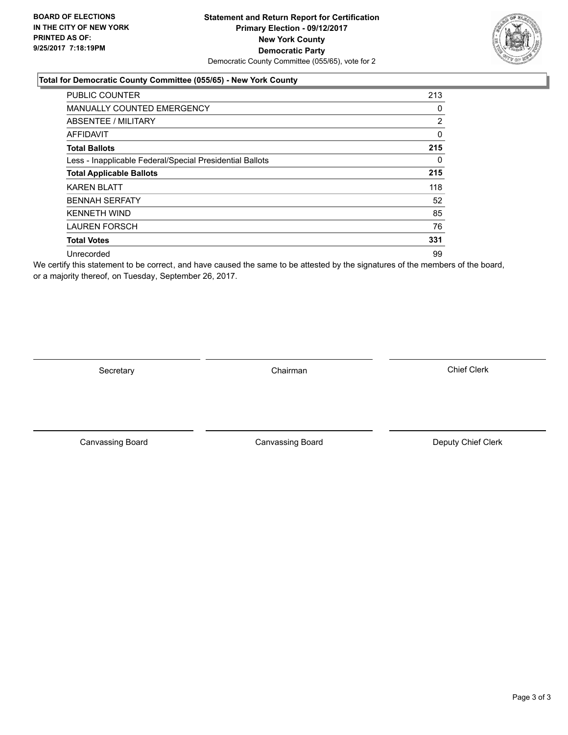**BOARD OF ELECTIONS**
**IN THE CITY OF NEW YORK**
**PRINTED AS OF:**
**9/25/2017 7:18:19PM**

**Statement and Return Report for Certification**
**Primary Election - 09/12/2017**
**New York County**
**Democratic Party**
Democratic County Committee (055/65), vote for 2

### Total for Democratic County Committee (055/65) - New York County

| | |
|---|---|
| PUBLIC COUNTER | 213 |
| MANUALLY COUNTED EMERGENCY | 0 |
| ABSENTEE / MILITARY | 2 |
| AFFIDAVIT | 0 |
| **Total Ballots** | **215** |
| Less - Inapplicable Federal/Special Presidential Ballots | 0 |
| **Total Applicable Ballots** | **215** |
| KAREN BLATT | 118 |
| BENNAH SERFATY | 52 |
| KENNETH WIND | 85 |
| LAUREN FORSCH | 76 |
| **Total Votes** | **331** |
| Unrecorded | 99 |

We certify this statement to be correct, and have caused the same to be attested by the signatures of the members of the board, or a majority thereof, on Tuesday, September 26, 2017.

Secretary

Chairman

Chief Clerk

Canvassing Board

Canvassing Board

Deputy Chief Clerk